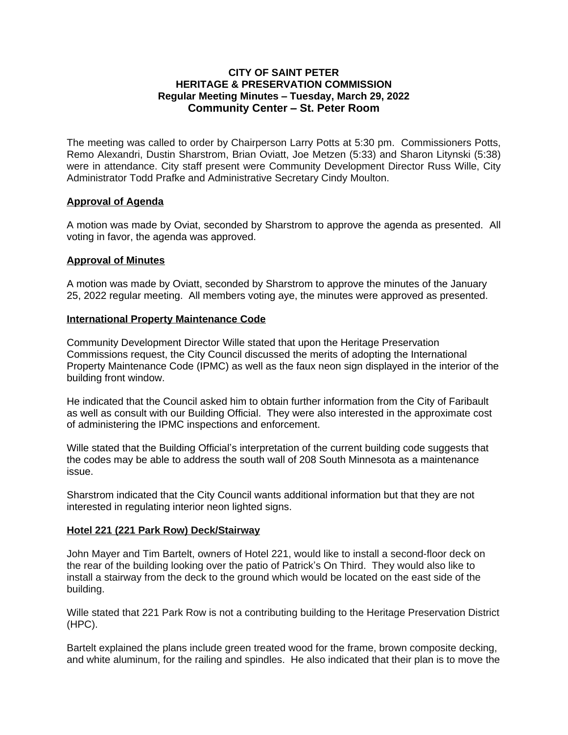# CITY OF SAINT PETER
## HERITAGE & PRESERVATION COMMISSION
### Regular Meeting Minutes – Tuesday, March 29, 2022
### Community Center – St. Peter Room

The meeting was called to order by Chairperson Larry Potts at 5:30 pm. Commissioners Potts, Remo Alexandri, Dustin Sharstrom, Brian Oviatt, Joe Metzen (5:33) and Sharon Litynski (5:38) were in attendance. City staff present were Community Development Director Russ Wille, City Administrator Todd Prafke and Administrative Secretary Cindy Moulton.

**Approval of Agenda**

A motion was made by Oviat, seconded by Sharstrom to approve the agenda as presented. All voting in favor, the agenda was approved.

**Approval of Minutes**

A motion was made by Oviatt, seconded by Sharstrom to approve the minutes of the January 25, 2022 regular meeting. All members voting aye, the minutes were approved as presented.

**International Property Maintenance Code**

Community Development Director Wille stated that upon the Heritage Preservation Commissions request, the City Council discussed the merits of adopting the International Property Maintenance Code (IPMC) as well as the faux neon sign displayed in the interior of the building front window.

He indicated that the Council asked him to obtain further information from the City of Faribault as well as consult with our Building Official. They were also interested in the approximate cost of administering the IPMC inspections and enforcement.

Wille stated that the Building Official's interpretation of the current building code suggests that the codes may be able to address the south wall of 208 South Minnesota as a maintenance issue.

Sharstrom indicated that the City Council wants additional information but that they are not interested in regulating interior neon lighted signs.

**Hotel 221 (221 Park Row) Deck/Stairway**

John Mayer and Tim Bartelt, owners of Hotel 221, would like to install a second-floor deck on the rear of the building looking over the patio of Patrick's On Third. They would also like to install a stairway from the deck to the ground which would be located on the east side of the building.

Wille stated that 221 Park Row is not a contributing building to the Heritage Preservation District (HPC).

Bartelt explained the plans include green treated wood for the frame, brown composite decking, and white aluminum, for the railing and spindles. He also indicated that their plan is to move the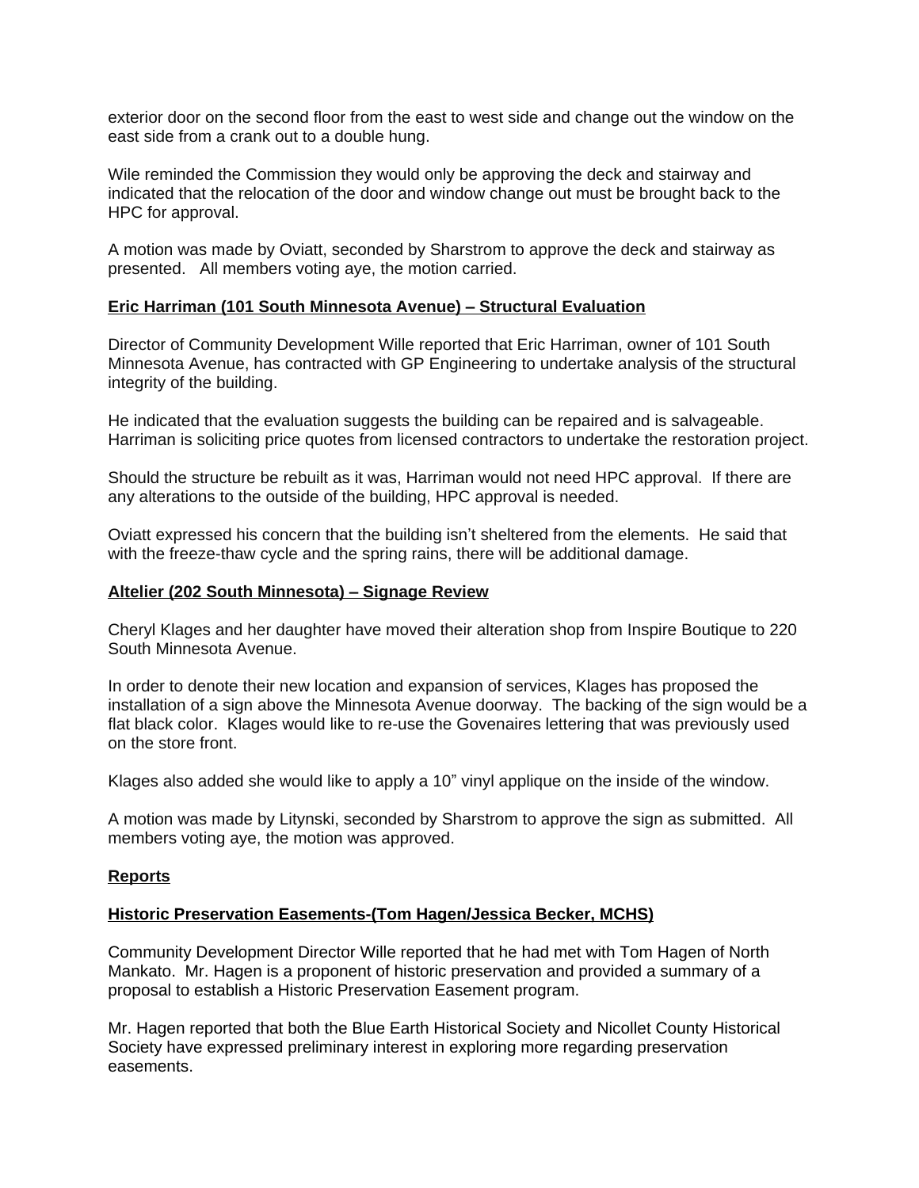exterior door on the second floor from the east to west side and change out the window on the east side from a crank out to a double hung.

Wile reminded the Commission they would only be approving the deck and stairway and indicated that the relocation of the door and window change out must be brought back to the HPC for approval.

A motion was made by Oviatt, seconded by Sharstrom to approve the deck and stairway as presented. All members voting aye, the motion carried.

**Eric Harriman (101 South Minnesota Avenue) – Structural Evaluation**

Director of Community Development Wille reported that Eric Harriman, owner of 101 South Minnesota Avenue, has contracted with GP Engineering to undertake analysis of the structural integrity of the building.

He indicated that the evaluation suggests the building can be repaired and is salvageable. Harriman is soliciting price quotes from licensed contractors to undertake the restoration project.

Should the structure be rebuilt as it was, Harriman would not need HPC approval. If there are any alterations to the outside of the building, HPC approval is needed.

Oviatt expressed his concern that the building isn't sheltered from the elements. He said that with the freeze-thaw cycle and the spring rains, there will be additional damage.

**Altelier (202 South Minnesota) – Signage Review**

Cheryl Klages and her daughter have moved their alteration shop from Inspire Boutique to 220 South Minnesota Avenue.

In order to denote their new location and expansion of services, Klages has proposed the installation of a sign above the Minnesota Avenue doorway. The backing of the sign would be a flat black color. Klages would like to re-use the Govenaires lettering that was previously used on the store front.

Klages also added she would like to apply a 10" vinyl applique on the inside of the window.

A motion was made by Litynski, seconded by Sharstrom to approve the sign as submitted. All members voting aye, the motion was approved.

**Reports**

**Historic Preservation Easements-(Tom Hagen/Jessica Becker, MCHS)**

Community Development Director Wille reported that he had met with Tom Hagen of North Mankato. Mr. Hagen is a proponent of historic preservation and provided a summary of a proposal to establish a Historic Preservation Easement program.

Mr. Hagen reported that both the Blue Earth Historical Society and Nicollet County Historical Society have expressed preliminary interest in exploring more regarding preservation easements.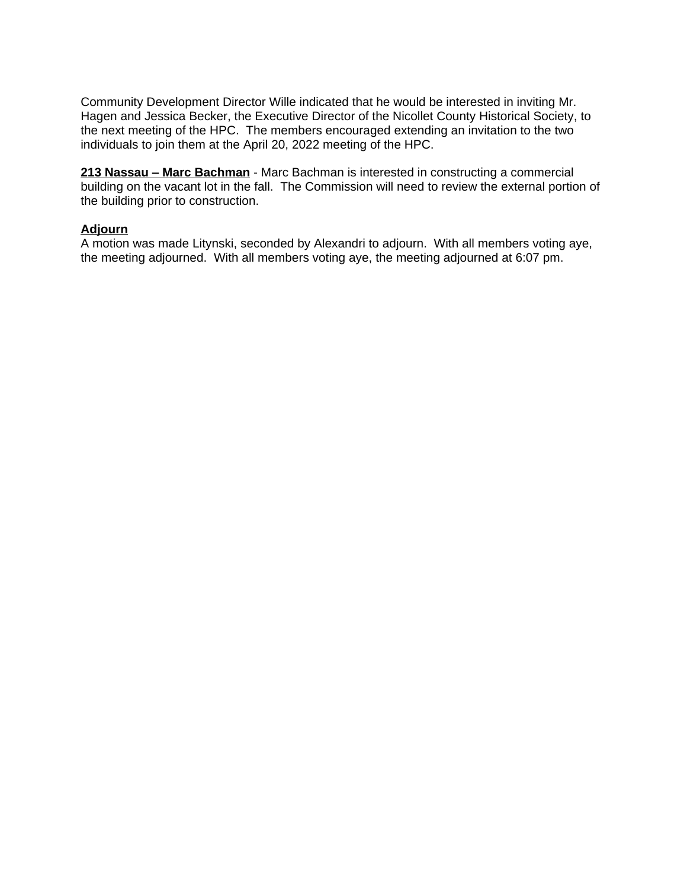Community Development Director Wille indicated that he would be interested in inviting Mr. Hagen and Jessica Becker, the Executive Director of the Nicollet County Historical Society, to the next meeting of the HPC. The members encouraged extending an invitation to the two individuals to join them at the April 20, 2022 meeting of the HPC.

**213 Nassau – Marc Bachman** - Marc Bachman is interested in constructing a commercial building on the vacant lot in the fall. The Commission will need to review the external portion of the building prior to construction.

**Adjourn**

A motion was made Litynski, seconded by Alexandri to adjourn. With all members voting aye, the meeting adjourned. With all members voting aye, the meeting adjourned at 6:07 pm.